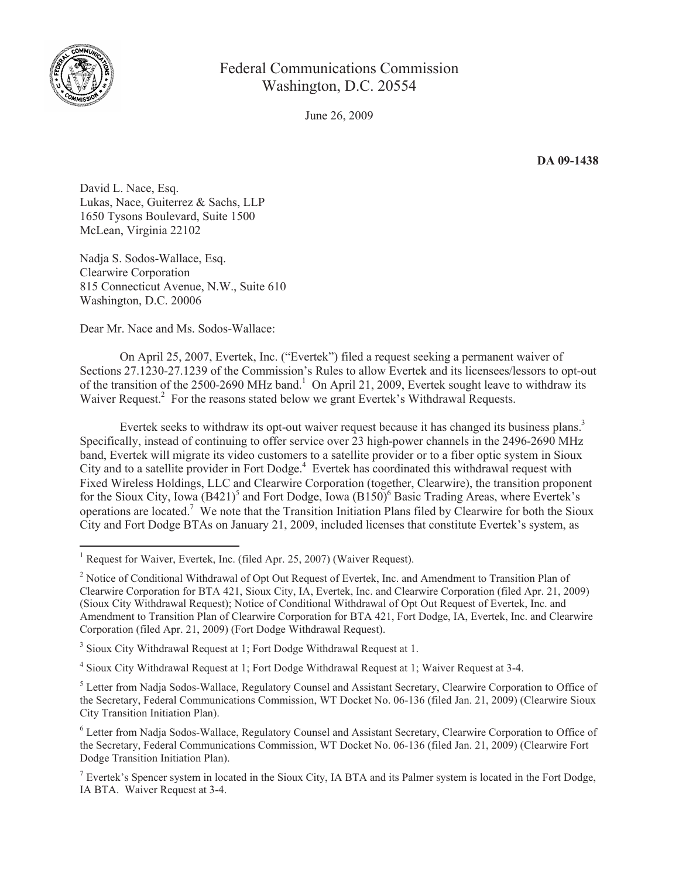Federal Communications Commission
Washington, D.C. 20554

June 26, 2009

**DA 09-1438**

David L. Nace, Esq.
Lukas, Nace, Guiterrez & Sachs, LLP
1650 Tysons Boulevard, Suite 1500
McLean, Virginia 22102

Nadja S. Sodos-Wallace, Esq.
Clearwire Corporation
815 Connecticut Avenue, N.W., Suite 610
Washington, D.C. 20006

Dear Mr. Nace and Ms. Sodos-Wallace:

On April 25, 2007, Evertek, Inc. ("Evertek") filed a request seeking a permanent waiver of Sections 27.1230-27.1239 of the Commission's Rules to allow Evertek and its licensees/lessors to opt-out of the transition of the 2500-2690 MHz band.[1] On April 21, 2009, Evertek sought leave to withdraw its Waiver Request.[2] For the reasons stated below we grant Evertek's Withdrawal Requests.

Evertek seeks to withdraw its opt-out waiver request because it has changed its business plans.[3] Specifically, instead of continuing to offer service over 23 high-power channels in the 2496-2690 MHz band, Evertek will migrate its video customers to a satellite provider or to a fiber optic system in Sioux City and to a satellite provider in Fort Dodge.[4] Evertek has coordinated this withdrawal request with Fixed Wireless Holdings, LLC and Clearwire Corporation (together, Clearwire), the transition proponent for the Sioux City, Iowa (B421)[5] and Fort Dodge, Iowa (B150)[6] Basic Trading Areas, where Evertek's operations are located.[7] We note that the Transition Initiation Plans filed by Clearwire for both the Sioux City and Fort Dodge BTAs on January 21, 2009, included licenses that constitute Evertek's system, as

---

[1] Request for Waiver, Evertek, Inc. (filed Apr. 25, 2007) (Waiver Request).

[2] Notice of Conditional Withdrawal of Opt Out Request of Evertek, Inc. and Amendment to Transition Plan of Clearwire Corporation for BTA 421, Sioux City, IA, Evertek, Inc. and Clearwire Corporation (filed Apr. 21, 2009) (Sioux City Withdrawal Request); Notice of Conditional Withdrawal of Opt Out Request of Evertek, Inc. and Amendment to Transition Plan of Clearwire Corporation for BTA 421, Fort Dodge, IA, Evertek, Inc. and Clearwire Corporation (filed Apr. 21, 2009) (Fort Dodge Withdrawal Request).

[3] Sioux City Withdrawal Request at 1; Fort Dodge Withdrawal Request at 1.

[4] Sioux City Withdrawal Request at 1; Fort Dodge Withdrawal Request at 1; Waiver Request at 3-4.

[5] Letter from Nadja Sodos-Wallace, Regulatory Counsel and Assistant Secretary, Clearwire Corporation to Office of the Secretary, Federal Communications Commission, WT Docket No. 06-136 (filed Jan. 21, 2009) (Clearwire Sioux City Transition Initiation Plan).

[6] Letter from Nadja Sodos-Wallace, Regulatory Counsel and Assistant Secretary, Clearwire Corporation to Office of the Secretary, Federal Communications Commission, WT Docket No. 06-136 (filed Jan. 21, 2009) (Clearwire Fort Dodge Transition Initiation Plan).

[7] Evertek's Spencer system in located in the Sioux City, IA BTA and its Palmer system is located in the Fort Dodge, IA BTA. Waiver Request at 3-4.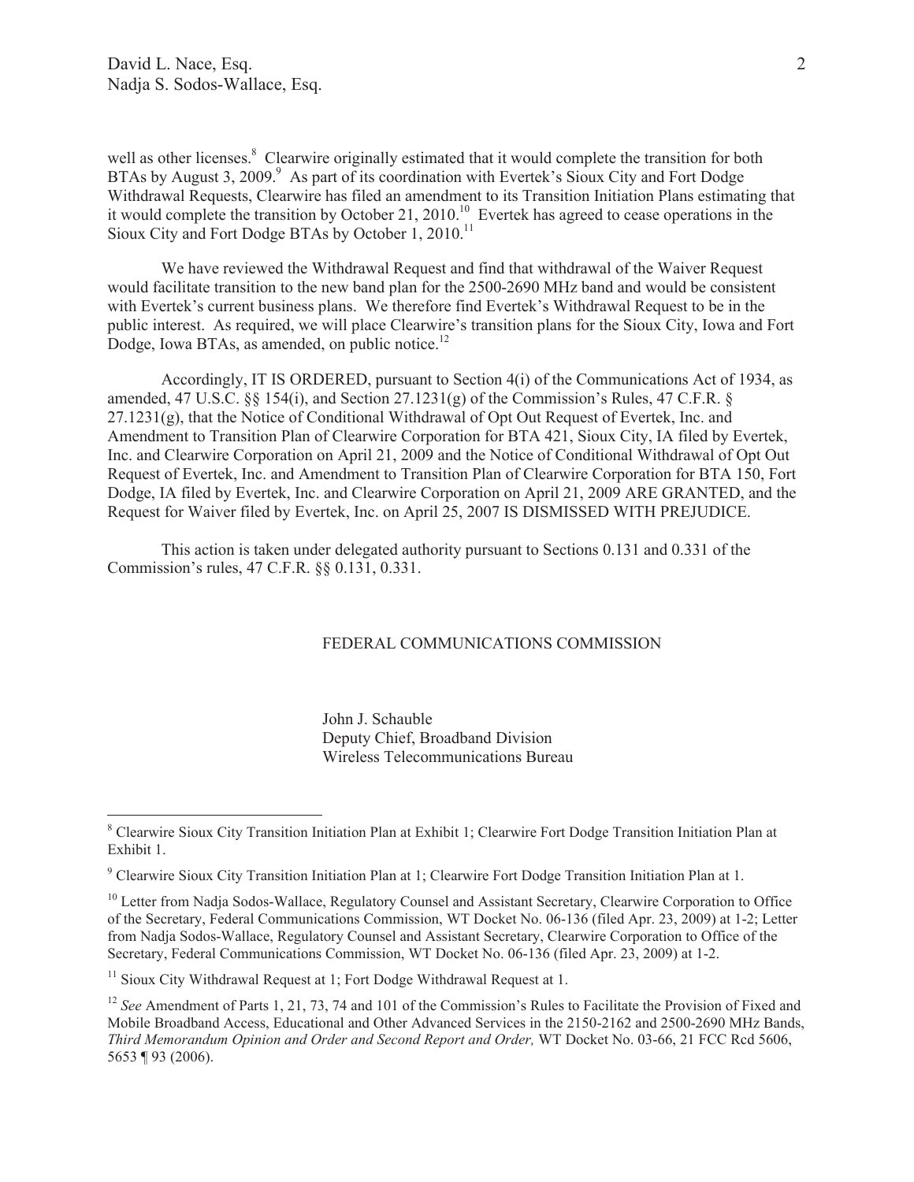well as other licenses.[8] Clearwire originally estimated that it would complete the transition for both BTAs by August 3, 2009.[9] As part of its coordination with Evertek's Sioux City and Fort Dodge Withdrawal Requests, Clearwire has filed an amendment to its Transition Initiation Plans estimating that it would complete the transition by October 21, 2010.[10] Evertek has agreed to cease operations in the Sioux City and Fort Dodge BTAs by October 1, 2010.[11]

We have reviewed the Withdrawal Request and find that withdrawal of the Waiver Request would facilitate transition to the new band plan for the 2500-2690 MHz band and would be consistent with Evertek's current business plans. We therefore find Evertek's Withdrawal Request to be in the public interest. As required, we will place Clearwire's transition plans for the Sioux City, Iowa and Fort Dodge, Iowa BTAs, as amended, on public notice.[12]

Accordingly, IT IS ORDERED, pursuant to Section 4(i) of the Communications Act of 1934, as amended, 47 U.S.C. §§ 154(i), and Section 27.1231(g) of the Commission's Rules, 47 C.F.R. § 27.1231(g), that the Notice of Conditional Withdrawal of Opt Out Request of Evertek, Inc. and Amendment to Transition Plan of Clearwire Corporation for BTA 421, Sioux City, IA filed by Evertek, Inc. and Clearwire Corporation on April 21, 2009 and the Notice of Conditional Withdrawal of Opt Out Request of Evertek, Inc. and Amendment to Transition Plan of Clearwire Corporation for BTA 150, Fort Dodge, IA filed by Evertek, Inc. and Clearwire Corporation on April 21, 2009 ARE GRANTED, and the Request for Waiver filed by Evertek, Inc. on April 25, 2007 IS DISMISSED WITH PREJUDICE.

This action is taken under delegated authority pursuant to Sections 0.131 and 0.331 of the Commission's rules, 47 C.F.R. §§ 0.131, 0.331.

FEDERAL COMMUNICATIONS COMMISSION

John J. Schauble
Deputy Chief, Broadband Division
Wireless Telecommunications Bureau

---

[8] Clearwire Sioux City Transition Initiation Plan at Exhibit 1; Clearwire Fort Dodge Transition Initiation Plan at Exhibit 1.

[9] Clearwire Sioux City Transition Initiation Plan at 1; Clearwire Fort Dodge Transition Initiation Plan at 1.

[10] Letter from Nadja Sodos-Wallace, Regulatory Counsel and Assistant Secretary, Clearwire Corporation to Office of the Secretary, Federal Communications Commission, WT Docket No. 06-136 (filed Apr. 23, 2009) at 1-2; Letter from Nadja Sodos-Wallace, Regulatory Counsel and Assistant Secretary, Clearwire Corporation to Office of the Secretary, Federal Communications Commission, WT Docket No. 06-136 (filed Apr. 23, 2009) at 1-2.

[11] Sioux City Withdrawal Request at 1; Fort Dodge Withdrawal Request at 1.

[12] *See* Amendment of Parts 1, 21, 73, 74 and 101 of the Commission's Rules to Facilitate the Provision of Fixed and Mobile Broadband Access, Educational and Other Advanced Services in the 2150-2162 and 2500-2690 MHz Bands, *Third Memorandum Opinion and Order and Second Report and Order,* WT Docket No. 03-66, 21 FCC Rcd 5606, 5653 ¶ 93 (2006).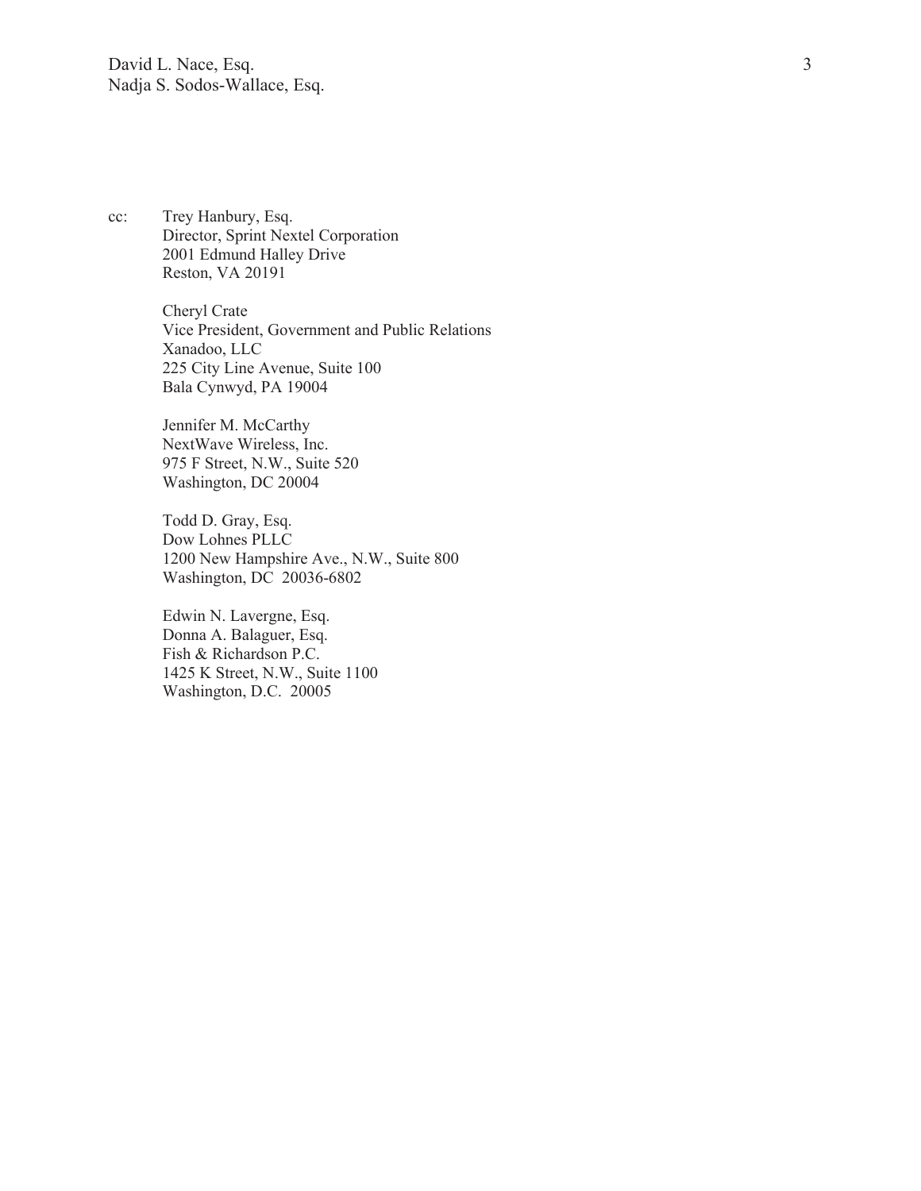cc: Trey Hanbury, Esq.
Director, Sprint Nextel Corporation
2001 Edmund Halley Drive
Reston, VA 20191

Cheryl Crate
Vice President, Government and Public Relations
Xanadoo, LLC
225 City Line Avenue, Suite 100
Bala Cynwyd, PA 19004

Jennifer M. McCarthy
NextWave Wireless, Inc.
975 F Street, N.W., Suite 520
Washington, DC 20004

Todd D. Gray, Esq.
Dow Lohnes PLLC
1200 New Hampshire Ave., N.W., Suite 800
Washington, DC 20036-6802

Edwin N. Lavergne, Esq.
Donna A. Balaguer, Esq.
Fish & Richardson P.C.
1425 K Street, N.W., Suite 1100
Washington, D.C. 20005